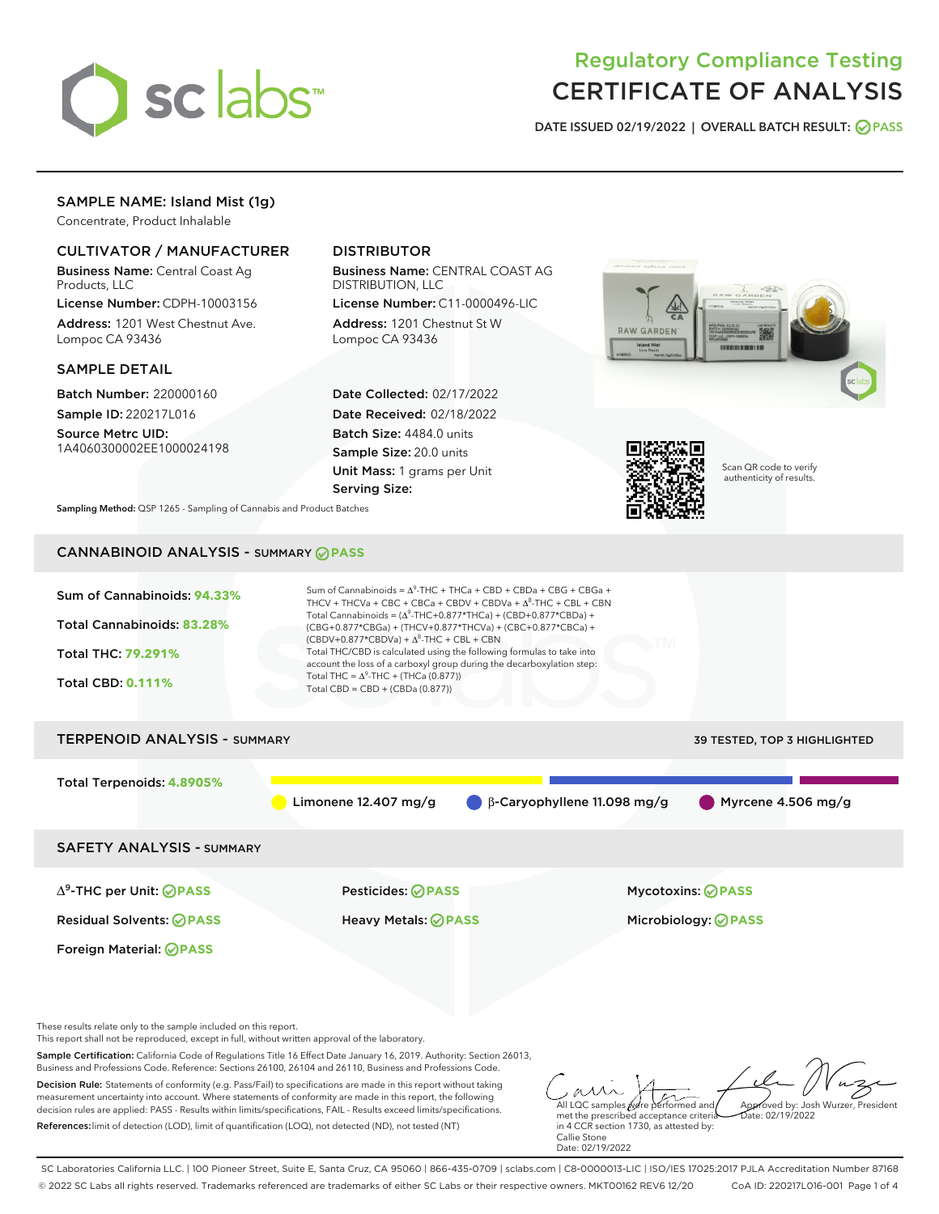# Regulatory Compliance Testing
# CERTIFICATE OF ANALYSIS

DATE ISSUED 02/19/2022 | OVERALL BATCH RESULT: PASS

## SAMPLE NAME: Island Mist (1g)

Concentrate, Product Inhalable

### CULTIVATOR / MANUFACTURER

**Business Name:** Central Coast Ag Products, LLC

**License Number:** CDPH-10003156

**Address:** 1201 West Chestnut Ave. Lompoc CA 93436

### DISTRIBUTOR

**Business Name:** CENTRAL COAST AG DISTRIBUTION, LLC

**License Number:** C11-0000496-LIC

**Address:** 1201 Chestnut St W Lompoc CA 93436

### SAMPLE DETAIL

**Batch Number:** 220000160

**Sample ID:** 220217L016

**Source Metrc UID:** 1A4060300002EE1000024198

**Date Collected:** 02/17/2022

**Date Received:** 02/18/2022

**Batch Size:** 4484.0 units

**Sample Size:** 20.0 units

**Unit Mass:** 1 grams per Unit

**Serving Size:**

**Sampling Method:** QSP 1265 - Sampling of Cannabis and Product Batches

Scan QR code to verify authenticity of results.

## CANNABINOID ANALYSIS - SUMMARY PASS

Sum of Cannabinoids: **94.33%**

Total Cannabinoids: **83.28%**

Total THC: **79.291%**

Total CBD: **0.111%**

Sum of Cannabinoids = $\Delta^9$-THC + THCa + CBD + CBDa + CBG + CBGa + THCV + THCVa + CBC + CBCa + CBDV + CBDVa + $\Delta^8$-THC + CBL + CBN

Total Cannabinoids = ($\Delta^9$-THC+0.877*THCa) + (CBD+0.877*CBDa) + (CBG+0.877*CBGa) + (THCV+0.877*THCVa) + (CBC+0.877*CBCa) + (CBDV+0.877*CBDVa) + $\Delta^8$-THC + CBL + CBN

Total THC/CBD is calculated using the following formulas to take into account the loss of a carboxyl group during the decarboxylation step:

Total THC = $\Delta^9$-THC + (THCa (0.877))

Total CBD = CBD + (CBDa (0.877))

## TERPENOID ANALYSIS - SUMMARY

39 TESTED, TOP 3 HIGHLIGHTED

Total Terpenoids: **4.8905%**

Limonene 12.407 mg/g | β-Caryophyllene 11.098 mg/g | Myrcene 4.506 mg/g

## SAFETY ANALYSIS - SUMMARY

| | | |
|---|---|---|
| $\Delta^9$-THC per Unit: PASS | Pesticides: PASS | Mycotoxins: PASS |
| Residual Solvents: PASS | Heavy Metals: PASS | Microbiology: PASS |
| Foreign Material: PASS | | |

These results relate only to the sample included on this report.
This report shall not be reproduced, except in full, without written approval of the laboratory.

**Sample Certification:** California Code of Regulations Title 16 Effect Date January 16, 2019. Authority: Section 26013, Business and Professions Code. Reference: Sections 26100, 26104 and 26110, Business and Professions Code.

**Decision Rule:** Statements of conformity (e.g. Pass/Fail) to specifications are made in this report without taking measurement uncertainty into account. Where statements of conformity are made in this report, the following decision rules are applied: PASS - Results within limits/specifications, FAIL - Results exceed limits/specifications.

**References:** limit of detection (LOD), limit of quantification (LOQ), not detected (ND), not tested (NT)

All LQC samples were performed and met the prescribed acceptance criteria in 4 CCR section 1730, as attested by: Callie Stone Date: 02/19/2022

Approved by: Josh Wurzer, President Date: 02/19/2022

SC Laboratories California LLC. | 100 Pioneer Street, Suite E, Santa Cruz, CA 95060 | 866-435-0709 | sclabs.com | C8-0000013-LIC | ISO/IES 17025:2017 PJLA Accreditation Number 87168
© 2022 SC Labs all rights reserved. Trademarks referenced are trademarks of either SC Labs or their respective owners. MKT00162 REV6 12/20 CoA ID: 220217L016-001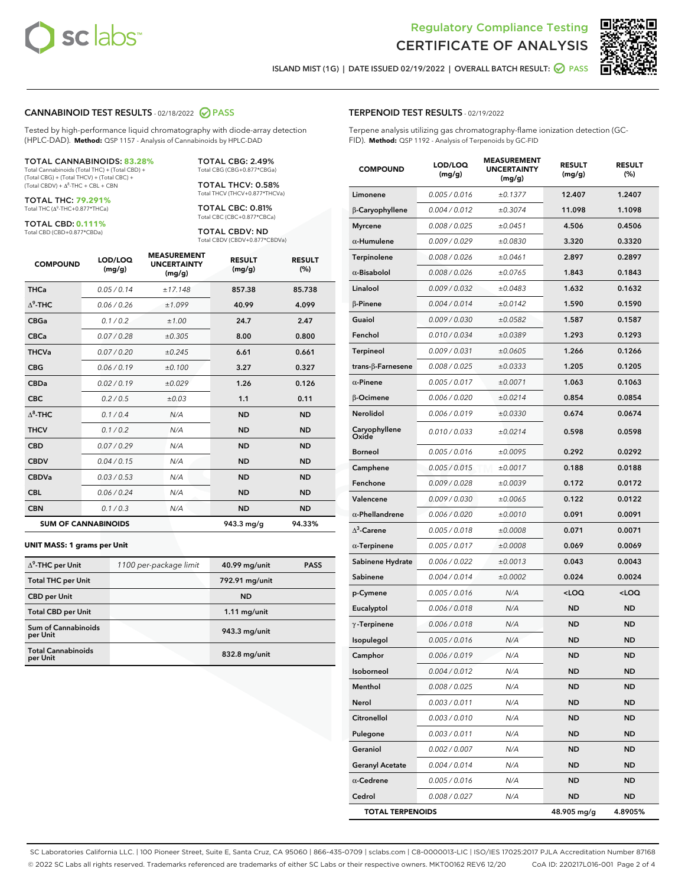# Regulatory Compliance Testing
# CERTIFICATE OF ANALYSIS

ISLAND MIST (1G) | DATE ISSUED 02/19/2022 | OVERALL BATCH RESULT: PASS

## CANNABINOID TEST RESULTS - 02/18/2022 PASS

Tested by high-performance liquid chromatography with diode-array detection (HPLC-DAD). **Method:** QSP 1157 - Analysis of Cannabinoids by HPLC-DAD

**TOTAL CANNABINOIDS: 83.28%**
Total Cannabinoids (Total THC) + (Total CBD) + (Total CBG) + (Total THCV) + (Total CBC) + (Total CBDV) + $\Delta^8$-THC + CBL + CBN

**TOTAL THC: 79.291%**
Total THC ($\Delta^9$-THC+0.877*THCa)

**TOTAL CBD: 0.111%**
Total CBD (CBD+0.877*CBDa)

**TOTAL CBG: 2.49%**
Total CBG (CBG+0.877*CBGa)

**TOTAL THCV: 0.58%**
Total THCV (THCV+0.877*THCVa)

**TOTAL CBC: 0.81%**
Total CBC (CBC+0.877*CBCa)

**TOTAL CBDV: ND**
Total CBDV (CBDV+0.877*CBDVa)

| COMPOUND | LOD/LOQ (mg/g) | MEASUREMENT UNCERTAINTY (mg/g) | RESULT (mg/g) | RESULT (%) |
|---|---|---|---|---|
| THCa | 0.05 / 0.14 | ±17.148 | 857.38 | 85.738 |
| $\Delta^9$-THC | 0.06 / 0.26 | ±1.099 | 40.99 | 4.099 |
| CBGa | 0.1 / 0.2 | ±1.00 | 24.7 | 2.47 |
| CBCa | 0.07 / 0.28 | ±0.305 | 8.00 | 0.800 |
| THCVa | 0.07 / 0.20 | ±0.245 | 6.61 | 0.661 |
| CBG | 0.06 / 0.19 | ±0.100 | 3.27 | 0.327 |
| CBDa | 0.02 / 0.19 | ±0.029 | 1.26 | 0.126 |
| CBC | 0.2 / 0.5 | ±0.03 | 1.1 | 0.11 |
| $\Delta^8$-THC | 0.1 / 0.4 | N/A | ND | ND |
| THCV | 0.1 / 0.2 | N/A | ND | ND |
| CBD | 0.07 / 0.29 | N/A | ND | ND |
| CBDV | 0.04 / 0.15 | N/A | ND | ND |
| CBDVa | 0.03 / 0.53 | N/A | ND | ND |
| CBL | 0.06 / 0.24 | N/A | ND | ND |
| CBN | 0.1 / 0.3 | N/A | ND | ND |
| **SUM OF CANNABINOIDS** | | | 943.3 mg/g | 94.33% |

**UNIT MASS: 1 grams per Unit**

| | | | |
|---|---|---|---|
| $\Delta^9$-THC per Unit | 1100 per-package limit | 40.99 mg/unit | PASS |
| Total THC per Unit | | 792.91 mg/unit | |
| CBD per Unit | | ND | |
| Total CBD per Unit | | 1.11 mg/unit | |
| Sum of Cannabinoids per Unit | | 943.3 mg/unit | |
| Total Cannabinoids per Unit | | 832.8 mg/unit | |

## TERPENOID TEST RESULTS - 02/19/2022

Terpene analysis utilizing gas chromatography-flame ionization detection (GC-FID). **Method:** QSP 1192 - Analysis of Terpenoids by GC-FID

| COMPOUND | LOD/LOQ (mg/g) | MEASUREMENT UNCERTAINTY (mg/g) | RESULT (mg/g) | RESULT (%) |
|---|---|---|---|---|
| Limonene | 0.005 / 0.016 | ±0.1377 | 12.407 | 1.2407 |
| β-Caryophyllene | 0.004 / 0.012 | ±0.3074 | 11.098 | 1.1098 |
| Myrcene | 0.008 / 0.025 | ±0.0451 | 4.506 | 0.4506 |
| α-Humulene | 0.009 / 0.029 | ±0.0830 | 3.320 | 0.3320 |
| Terpinolene | 0.008 / 0.026 | ±0.0461 | 2.897 | 0.2897 |
| α-Bisabolol | 0.008 / 0.026 | ±0.0765 | 1.843 | 0.1843 |
| Linalool | 0.009 / 0.032 | ±0.0483 | 1.632 | 0.1632 |
| β-Pinene | 0.004 / 0.014 | ±0.0142 | 1.590 | 0.1590 |
| Guaiol | 0.009 / 0.030 | ±0.0582 | 1.587 | 0.1587 |
| Fenchol | 0.010 / 0.034 | ±0.0389 | 1.293 | 0.1293 |
| Terpineol | 0.009 / 0.031 | ±0.0605 | 1.266 | 0.1266 |
| trans-β-Farnesene | 0.008 / 0.025 | ±0.0333 | 1.205 | 0.1205 |
| α-Pinene | 0.005 / 0.017 | ±0.0071 | 1.063 | 0.1063 |
| β-Ocimene | 0.006 / 0.020 | ±0.0214 | 0.854 | 0.0854 |
| Nerolidol | 0.006 / 0.019 | ±0.0330 | 0.674 | 0.0674 |
| Caryophyllene Oxide | 0.010 / 0.033 | ±0.0214 | 0.598 | 0.0598 |
| Borneol | 0.005 / 0.016 | ±0.0095 | 0.292 | 0.0292 |
| Camphene | 0.005 / 0.015 | ±0.0017 | 0.188 | 0.0188 |
| Fenchone | 0.009 / 0.028 | ±0.0039 | 0.172 | 0.0172 |
| Valencene | 0.009 / 0.030 | ±0.0065 | 0.122 | 0.0122 |
| α-Phellandrene | 0.006 / 0.020 | ±0.0010 | 0.091 | 0.0091 |
| $\Delta^3$-Carene | 0.005 / 0.018 | ±0.0008 | 0.071 | 0.0071 |
| α-Terpinene | 0.005 / 0.017 | ±0.0008 | 0.069 | 0.0069 |
| Sabinene Hydrate | 0.006 / 0.022 | ±0.0013 | 0.043 | 0.0043 |
| Sabinene | 0.004 / 0.014 | ±0.0002 | 0.024 | 0.0024 |
| p-Cymene | 0.005 / 0.016 | N/A | <LOQ | <LOQ |
| Eucalyptol | 0.006 / 0.018 | N/A | ND | ND |
| γ-Terpinene | 0.006 / 0.018 | N/A | ND | ND |
| Isopulegol | 0.005 / 0.016 | N/A | ND | ND |
| Camphor | 0.006 / 0.019 | N/A | ND | ND |
| Isoborneol | 0.004 / 0.012 | N/A | ND | ND |
| Menthol | 0.008 / 0.025 | N/A | ND | ND |
| Nerol | 0.003 / 0.011 | N/A | ND | ND |
| Citronellol | 0.003 / 0.010 | N/A | ND | ND |
| Pulegone | 0.003 / 0.011 | N/A | ND | ND |
| Geraniol | 0.002 / 0.007 | N/A | ND | ND |
| Geranyl Acetate | 0.004 / 0.014 | N/A | ND | ND |
| α-Cedrene | 0.005 / 0.016 | N/A | ND | ND |
| Cedrol | 0.008 / 0.027 | N/A | ND | ND |
| **TOTAL TERPENOIDS** | | | 48.905 mg/g | 4.8905% |

SC Laboratories California LLC. | 100 Pioneer Street, Suite E, Santa Cruz, CA 95060 | 866-435-0709 | sclabs.com | C8-0000013-LIC | ISO/IES 17025:2017 PJLA Accreditation Number 87168
© 2022 SC Labs all rights reserved. Trademarks referenced are trademarks of either SC Labs or their respective owners. MKT00162 REV6 12/20 CoA ID: 220217L016-001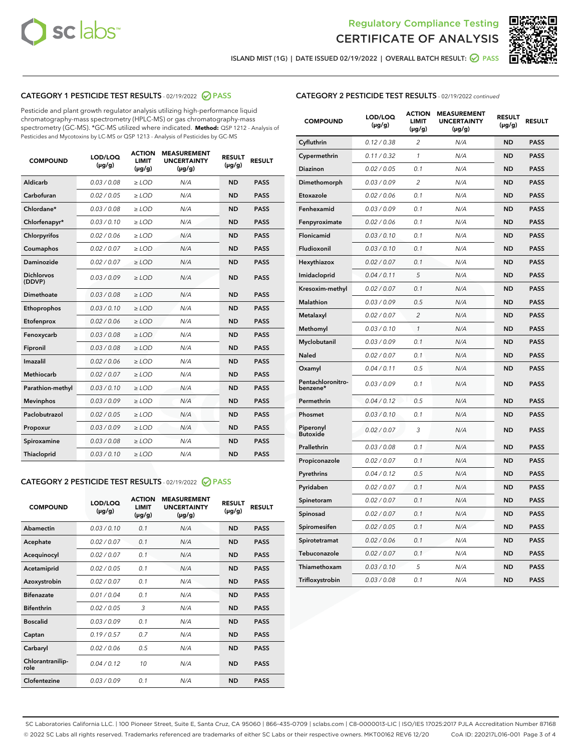Regulatory Compliance Testing
CERTIFICATE OF ANALYSIS

ISLAND MIST (1G) | DATE ISSUED 02/19/2022 | OVERALL BATCH RESULT: PASS

## CATEGORY 1 PESTICIDE TEST RESULTS - 02/19/2022 PASS

Pesticide and plant growth regulator analysis utilizing high-performance liquid chromatography-mass spectrometry (HPLC-MS) or gas chromatography-mass spectrometry (GC-MS). *GC-MS utilized where indicated. **Method:** QSP 1212 - Analysis of Pesticides and Mycotoxins by LC-MS or QSP 1213 - Analysis of Pesticides by GC-MS

| COMPOUND | LOD/LOQ (µg/g) | ACTION LIMIT (µg/g) | MEASUREMENT UNCERTAINTY (µg/g) | RESULT (µg/g) | RESULT |
|---|---|---|---|---|---|
| Aldicarb | 0.03 / 0.08 | ≥ LOD | N/A | ND | PASS |
| Carbofuran | 0.02 / 0.05 | ≥ LOD | N/A | ND | PASS |
| Chlordane* | 0.03 / 0.08 | ≥ LOD | N/A | ND | PASS |
| Chlorfenapyr* | 0.03 / 0.10 | ≥ LOD | N/A | ND | PASS |
| Chlorpyrifos | 0.02 / 0.06 | ≥ LOD | N/A | ND | PASS |
| Coumaphos | 0.02 / 0.07 | ≥ LOD | N/A | ND | PASS |
| Daminozide | 0.02 / 0.07 | ≥ LOD | N/A | ND | PASS |
| Dichlorvos (DDVP) | 0.03 / 0.09 | ≥ LOD | N/A | ND | PASS |
| Dimethoate | 0.03 / 0.08 | ≥ LOD | N/A | ND | PASS |
| Ethoprophos | 0.03 / 0.10 | ≥ LOD | N/A | ND | PASS |
| Etofenprox | 0.02 / 0.06 | ≥ LOD | N/A | ND | PASS |
| Fenoxycarb | 0.03 / 0.08 | ≥ LOD | N/A | ND | PASS |
| Fipronil | 0.03 / 0.08 | ≥ LOD | N/A | ND | PASS |
| Imazalil | 0.02 / 0.06 | ≥ LOD | N/A | ND | PASS |
| Methiocarb | 0.02 / 0.07 | ≥ LOD | N/A | ND | PASS |
| Parathion-methyl | 0.03 / 0.10 | ≥ LOD | N/A | ND | PASS |
| Mevinphos | 0.03 / 0.09 | ≥ LOD | N/A | ND | PASS |
| Paclobutrazol | 0.02 / 0.05 | ≥ LOD | N/A | ND | PASS |
| Propoxur | 0.03 / 0.09 | ≥ LOD | N/A | ND | PASS |
| Spiroxamine | 0.03 / 0.08 | ≥ LOD | N/A | ND | PASS |
| Thiacloprid | 0.03 / 0.10 | ≥ LOD | N/A | ND | PASS |

## CATEGORY 2 PESTICIDE TEST RESULTS - 02/19/2022 PASS

| COMPOUND | LOD/LOQ (µg/g) | ACTION LIMIT (µg/g) | MEASUREMENT UNCERTAINTY (µg/g) | RESULT (µg/g) | RESULT |
|---|---|---|---|---|---|
| Abamectin | 0.03 / 0.10 | 0.1 | N/A | ND | PASS |
| Acephate | 0.02 / 0.07 | 0.1 | N/A | ND | PASS |
| Acequinocyl | 0.02 / 0.07 | 0.1 | N/A | ND | PASS |
| Acetamiprid | 0.02 / 0.05 | 0.1 | N/A | ND | PASS |
| Azoxystrobin | 0.02 / 0.07 | 0.1 | N/A | ND | PASS |
| Bifenazate | 0.01 / 0.04 | 0.1 | N/A | ND | PASS |
| Bifenthrin | 0.02 / 0.05 | 3 | N/A | ND | PASS |
| Boscalid | 0.03 / 0.09 | 0.1 | N/A | ND | PASS |
| Captan | 0.19 / 0.57 | 0.7 | N/A | ND | PASS |
| Carbaryl | 0.02 / 0.06 | 0.5 | N/A | ND | PASS |
| Chlorantraniliprole | 0.04 / 0.12 | 10 | N/A | ND | PASS |
| Clofentezine | 0.03 / 0.09 | 0.1 | N/A | ND | PASS |
| Cyfluthrin | 0.12 / 0.38 | 2 | N/A | ND | PASS |
| Cypermethrin | 0.11 / 0.32 | 1 | N/A | ND | PASS |
| Diazinon | 0.02 / 0.05 | 0.1 | N/A | ND | PASS |
| Dimethomorph | 0.03 / 0.09 | 2 | N/A | ND | PASS |
| Etoxazole | 0.02 / 0.06 | 0.1 | N/A | ND | PASS |
| Fenhexamid | 0.03 / 0.09 | 0.1 | N/A | ND | PASS |
| Fenpyroximate | 0.02 / 0.06 | 0.1 | N/A | ND | PASS |
| Flonicamid | 0.03 / 0.10 | 0.1 | N/A | ND | PASS |
| Fludioxonil | 0.03 / 0.10 | 0.1 | N/A | ND | PASS |
| Hexythiazox | 0.02 / 0.07 | 0.1 | N/A | ND | PASS |
| Imidacloprid | 0.04 / 0.11 | 5 | N/A | ND | PASS |
| Kresoxim-methyl | 0.02 / 0.07 | 0.1 | N/A | ND | PASS |
| Malathion | 0.03 / 0.09 | 0.5 | N/A | ND | PASS |
| Metalaxyl | 0.02 / 0.07 | 2 | N/A | ND | PASS |
| Methomyl | 0.03 / 0.10 | 1 | N/A | ND | PASS |
| Myclobutanil | 0.03 / 0.09 | 0.1 | N/A | ND | PASS |
| Naled | 0.02 / 0.07 | 0.1 | N/A | ND | PASS |
| Oxamyl | 0.04 / 0.11 | 0.5 | N/A | ND | PASS |
| Pentachloronitrobenzene* | 0.03 / 0.09 | 0.1 | N/A | ND | PASS |
| Permethrin | 0.04 / 0.12 | 0.5 | N/A | ND | PASS |
| Phosmet | 0.03 / 0.10 | 0.1 | N/A | ND | PASS |
| Piperonyl Butoxide | 0.02 / 0.07 | 3 | N/A | ND | PASS |
| Prallethrin | 0.03 / 0.08 | 0.1 | N/A | ND | PASS |
| Propiconazole | 0.02 / 0.07 | 0.1 | N/A | ND | PASS |
| Pyrethrins | 0.04 / 0.12 | 0.5 | N/A | ND | PASS |
| Pyridaben | 0.02 / 0.07 | 0.1 | N/A | ND | PASS |
| Spinetoram | 0.02 / 0.07 | 0.1 | N/A | ND | PASS |
| Spinosad | 0.02 / 0.07 | 0.1 | N/A | ND | PASS |
| Spiromesifen | 0.02 / 0.05 | 0.1 | N/A | ND | PASS |
| Spirotetramat | 0.02 / 0.06 | 0.1 | N/A | ND | PASS |
| Tebuconazole | 0.02 / 0.07 | 0.1 | N/A | ND | PASS |
| Thiamethoxam | 0.03 / 0.10 | 5 | N/A | ND | PASS |
| Trifloxystrobin | 0.03 / 0.08 | 0.1 | N/A | ND | PASS |

SC Laboratories California LLC. | 100 Pioneer Street, Suite E, Santa Cruz, CA 95060 | 866-435-0709 | sclabs.com | C8-0000013-LIC | ISO/IES 17025:2017 PJLA Accreditation Number 87168
© 2022 SC Labs all rights reserved. Trademarks referenced are trademarks of either SC Labs or their respective owners. MKT00162 REV6 12/20 CoA ID: 220217L016-001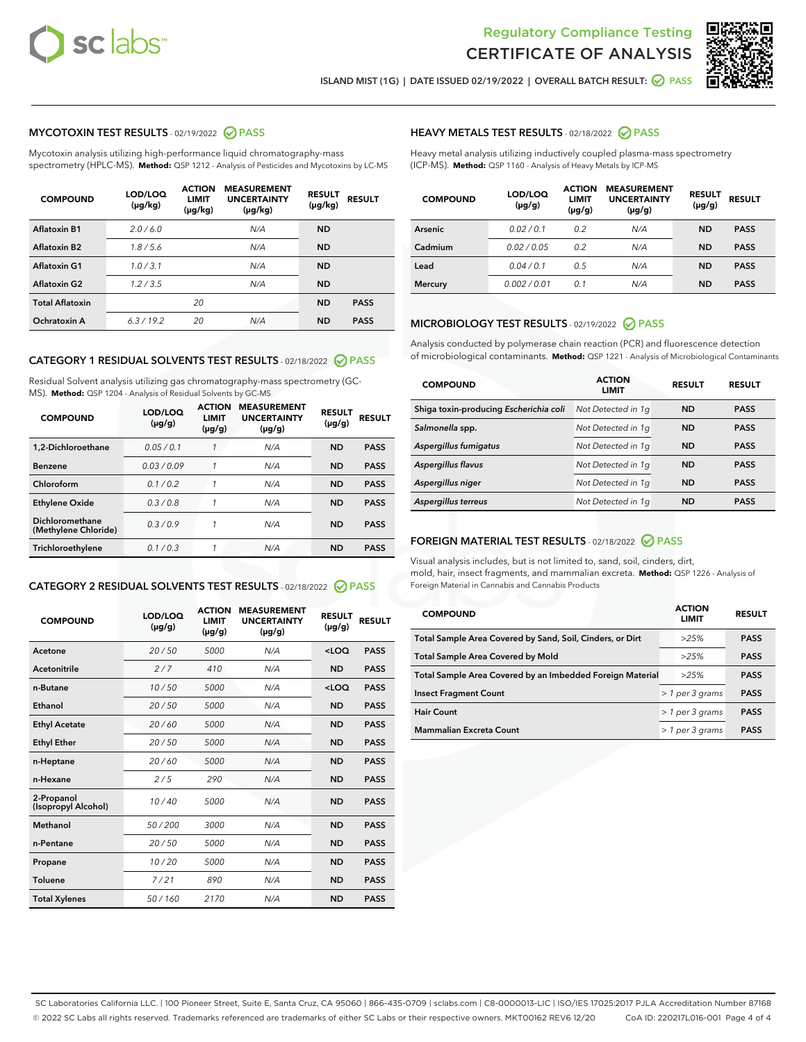Regulatory Compliance Testing
# CERTIFICATE OF ANALYSIS

ISLAND MIST (1G) | DATE ISSUED 02/19/2022 | OVERALL BATCH RESULT: PASS

## MYCOTOXIN TEST RESULTS - 02/19/2022 PASS

Mycotoxin analysis utilizing high-performance liquid chromatography-mass spectrometry (HPLC-MS). **Method:** QSP 1212 - Analysis of Pesticides and Mycotoxins by LC-MS

| COMPOUND | LOD/LOQ (μg/kg) | ACTION LIMIT (μg/kg) | MEASUREMENT UNCERTAINTY (μg/kg) | RESULT (μg/kg) | RESULT |
|---|---|---|---|---|---|
| Aflatoxin B1 | 2.0 / 6.0 | | N/A | ND | |
| Aflatoxin B2 | 1.8 / 5.6 | | N/A | ND | |
| Aflatoxin G1 | 1.0 / 3.1 | | N/A | ND | |
| Aflatoxin G2 | 1.2 / 3.5 | | N/A | ND | |
| Total Aflatoxin | | 20 | | ND | PASS |
| Ochratoxin A | 6.3 / 19.2 | 20 | N/A | ND | PASS |

## CATEGORY 1 RESIDUAL SOLVENTS TEST RESULTS - 02/18/2022 PASS

Residual Solvent analysis utilizing gas chromatography-mass spectrometry (GC-MS). **Method:** QSP 1204 - Analysis of Residual Solvents by GC-MS

| COMPOUND | LOD/LOQ (μg/g) | ACTION LIMIT (μg/g) | MEASUREMENT UNCERTAINTY (μg/g) | RESULT (μg/g) | RESULT |
|---|---|---|---|---|---|
| 1,2-Dichloroethane | 0.05 / 0.1 | 1 | N/A | ND | PASS |
| Benzene | 0.03 / 0.09 | 1 | N/A | ND | PASS |
| Chloroform | 0.1 / 0.2 | 1 | N/A | ND | PASS |
| Ethylene Oxide | 0.3 / 0.8 | 1 | N/A | ND | PASS |
| Dichloromethane (Methylene Chloride) | 0.3 / 0.9 | 1 | N/A | ND | PASS |
| Trichloroethylene | 0.1 / 0.3 | 1 | N/A | ND | PASS |

## CATEGORY 2 RESIDUAL SOLVENTS TEST RESULTS - 02/18/2022 PASS

| COMPOUND | LOD/LOQ (μg/g) | ACTION LIMIT (μg/g) | MEASUREMENT UNCERTAINTY (μg/g) | RESULT (μg/g) | RESULT |
|---|---|---|---|---|---|
| Acetone | 20 / 50 | 5000 | N/A | <LOQ | PASS |
| Acetonitrile | 2 / 7 | 410 | N/A | ND | PASS |
| n-Butane | 10 / 50 | 5000 | N/A | <LOQ | PASS |
| Ethanol | 20 / 50 | 5000 | N/A | ND | PASS |
| Ethyl Acetate | 20 / 60 | 5000 | N/A | ND | PASS |
| Ethyl Ether | 20 / 50 | 5000 | N/A | ND | PASS |
| n-Heptane | 20 / 60 | 5000 | N/A | ND | PASS |
| n-Hexane | 2 / 5 | 290 | N/A | ND | PASS |
| 2-Propanol (Isopropyl Alcohol) | 10 / 40 | 5000 | N/A | ND | PASS |
| Methanol | 50 / 200 | 3000 | N/A | ND | PASS |
| n-Pentane | 20 / 50 | 5000 | N/A | ND | PASS |
| Propane | 10 / 20 | 5000 | N/A | ND | PASS |
| Toluene | 7 / 21 | 890 | N/A | ND | PASS |
| Total Xylenes | 50 / 160 | 2170 | N/A | ND | PASS |

## HEAVY METALS TEST RESULTS - 02/18/2022 PASS

Heavy metal analysis utilizing inductively coupled plasma-mass spectrometry (ICP-MS). **Method:** QSP 1160 - Analysis of Heavy Metals by ICP-MS

| COMPOUND | LOD/LOQ (μg/g) | ACTION LIMIT (μg/g) | MEASUREMENT UNCERTAINTY (μg/g) | RESULT (μg/g) | RESULT |
|---|---|---|---|---|---|
| Arsenic | 0.02 / 0.1 | 0.2 | N/A | ND | PASS |
| Cadmium | 0.02 / 0.05 | 0.2 | N/A | ND | PASS |
| Lead | 0.04 / 0.1 | 0.5 | N/A | ND | PASS |
| Mercury | 0.002 / 0.01 | 0.1 | N/A | ND | PASS |

## MICROBIOLOGY TEST RESULTS - 02/19/2022 PASS

Analysis conducted by polymerase chain reaction (PCR) and fluorescence detection of microbiological contaminants. **Method:** QSP 1221 - Analysis of Microbiological Contaminants

| COMPOUND | ACTION LIMIT | RESULT | RESULT |
|---|---|---|---|
| Shiga toxin-producing *Escherichia coli* | Not Detected in 1g | ND | PASS |
| *Salmonella* spp. | Not Detected in 1g | ND | PASS |
| *Aspergillus fumigatus* | Not Detected in 1g | ND | PASS |
| *Aspergillus flavus* | Not Detected in 1g | ND | PASS |
| *Aspergillus niger* | Not Detected in 1g | ND | PASS |
| *Aspergillus terreus* | Not Detected in 1g | ND | PASS |

## FOREIGN MATERIAL TEST RESULTS - 02/18/2022 PASS

Visual analysis includes, but is not limited to, sand, soil, cinders, dirt, mold, hair, insect fragments, and mammalian excreta. **Method:** QSP 1226 - Analysis of Foreign Material in Cannabis and Cannabis Products

| COMPOUND | ACTION LIMIT | RESULT |
|---|---|---|
| Total Sample Area Covered by Sand, Soil, Cinders, or Dirt | >25% | PASS |
| Total Sample Area Covered by Mold | >25% | PASS |
| Total Sample Area Covered by an Imbedded Foreign Material | >25% | PASS |
| Insect Fragment Count | > 1 per 3 grams | PASS |
| Hair Count | > 1 per 3 grams | PASS |
| Mammalian Excreta Count | > 1 per 3 grams | PASS |

SC Laboratories California LLC. | 100 Pioneer Street, Suite E, Santa Cruz, CA 95060 | 866-435-0709 | sclabs.com | C8-0000013-LIC | ISO/IES 17025:2017 PJLA Accreditation Number 87168
© 2022 SC Labs all rights reserved. Trademarks referenced are trademarks of either SC Labs or their respective owners. MKT00162 REV6 12/20 CoA ID: 220217L016-001